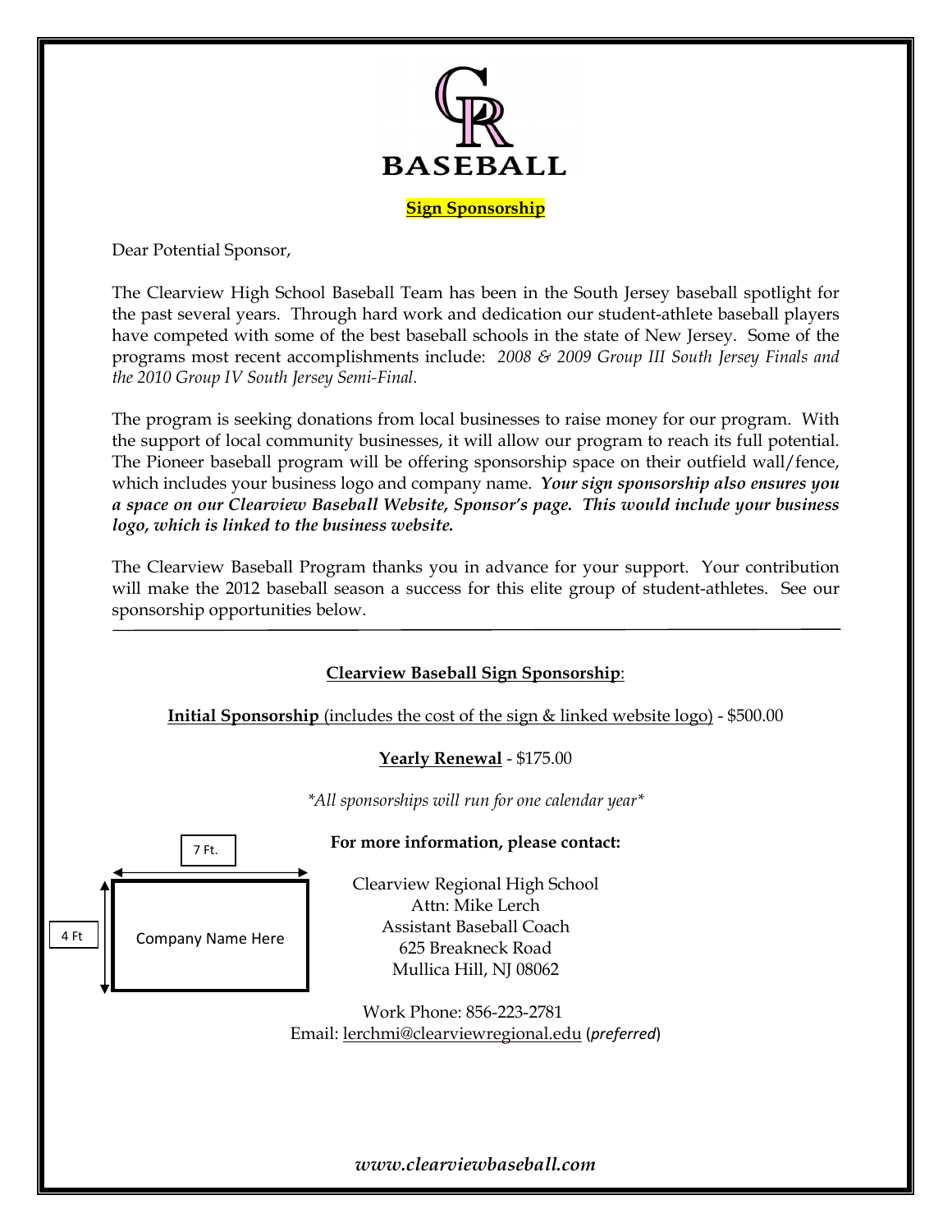# BASEBALL

**Sign Sponsorship**

Dear Potential Sponsor,

The Clearview High School Baseball Team has been in the South Jersey baseball spotlight for the past several years. Through hard work and dedication our student-athlete baseball players have competed with some of the best baseball schools in the state of New Jersey. Some of the programs most recent accomplishments include: *2008 & 2009 Group III South Jersey Finals and the 2010 Group IV South Jersey Semi-Final.*

The program is seeking donations from local businesses to raise money for our program. With the support of local community businesses, it will allow our program to reach its full potential. The Pioneer baseball program will be offering sponsorship space on their outfield wall/fence, which includes your business logo and company name. ***Your sign sponsorship also ensures you a space on our Clearview Baseball Website, Sponsor's page. This would include your business logo, which is linked to the business website.***

The Clearview Baseball Program thanks you in advance for your support. Your contribution will make the 2012 baseball season a success for this elite group of student-athletes. See our sponsorship opportunities below.

---

**Clearview Baseball Sign Sponsorship**:

**Initial Sponsorship** (includes the cost of the sign & linked website logo) - $500.00

**Yearly Renewal** - $175.00

*\*All sponsorships will run for one calendar year\**

7 Ft.

4 Ft

Company Name Here

**For more information, please contact:**

Clearview Regional High School
Attn: Mike Lerch
Assistant Baseball Coach
625 Breakneck Road
Mullica Hill, NJ 08062

Work Phone: 856-223-2781
Email: lerchmi@clearviewregional.edu (*preferred*)

***www.clearviewbaseball.com***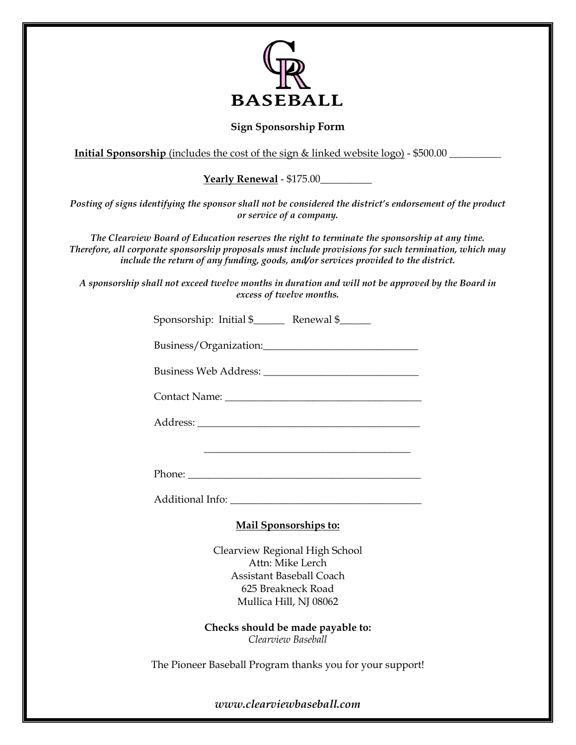**BASEBALL**

## Sign Sponsorship Form

**Initial Sponsorship** (includes the cost of the sign & linked website logo) - $500.00 __________

**Yearly Renewal** - $175.00__________

***Posting of signs identifying the sponsor shall not be considered the district's endorsement of the product or service of a company.***

***The Clearview Board of Education reserves the right to terminate the sponsorship at any time. Therefore, all corporate sponsorship proposals must include provisions for such termination, which may include the return of any funding, goods, and/or services provided to the district.***

***A sponsorship shall not exceed twelve months in duration and will not be approved by the Board in excess of twelve months.***

Sponsorship: Initial $______ Renewal $______

Business/Organization:______________________________

Business Web Address: ______________________________

Contact Name: ______________________________________

Address: __________________________________________

________________________________________

Phone: ____________________________________________

Additional Info: _____________________________________

**Mail Sponsorships to:**

Clearview Regional High School
Attn: Mike Lerch
Assistant Baseball Coach
625 Breakneck Road
Mullica Hill, NJ 08062

**Checks should be made payable to:**
*Clearview Baseball*

The Pioneer Baseball Program thanks you for your support!

***www.clearviewbaseball.com***